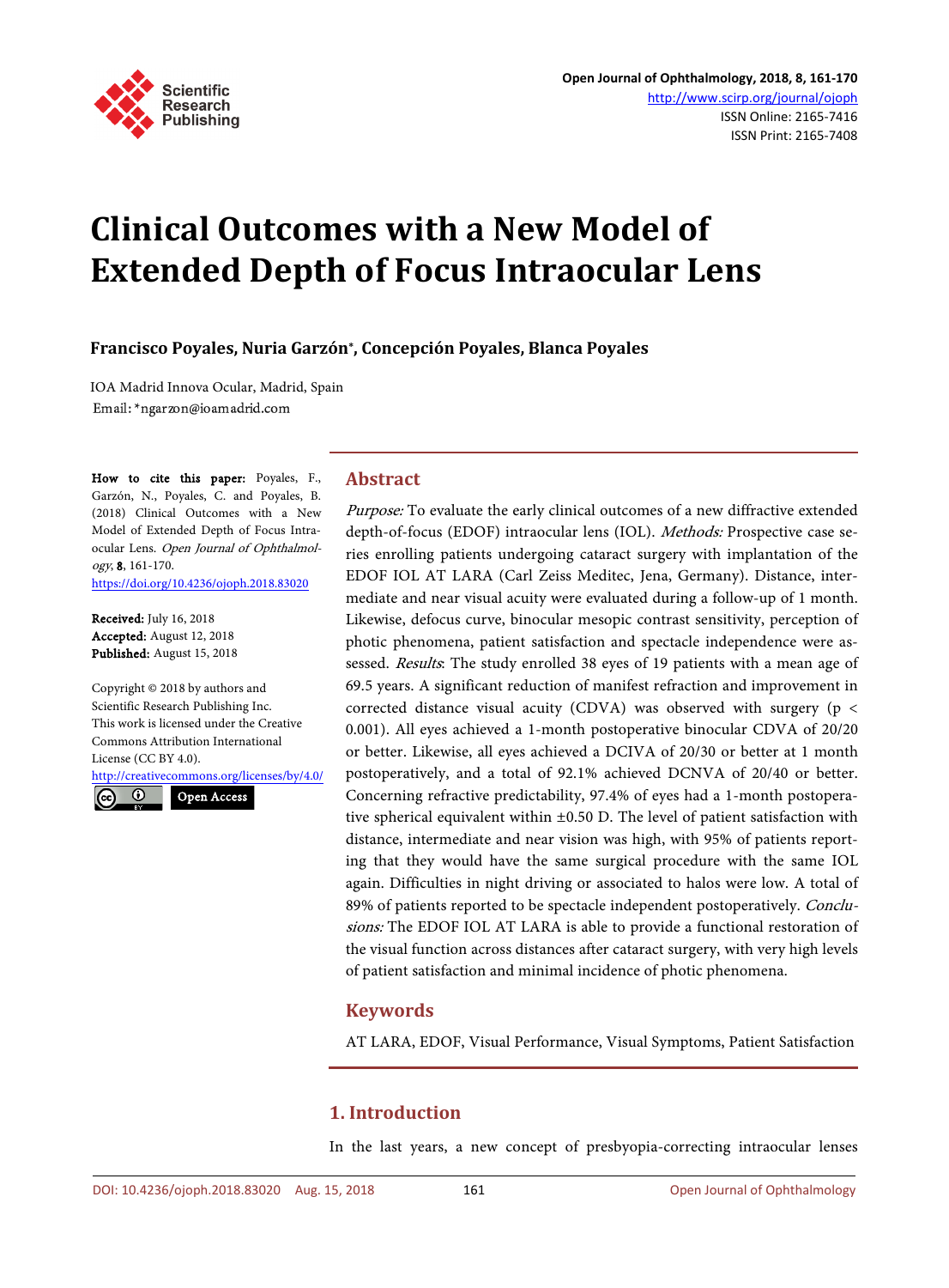# Clinical Outcomes with a New Model of Extended Depth of Focus Intraocular Lens

**Francisco Poyales, Nuria Garzón*, Concepción Poyales, Blanca Poyales**

IOA Madrid Innova Ocular, Madrid, Spain
Email: *ngarzon@ioamadrid.com

**How to cite this paper:** Poyales, F., Garzón, N., Poyales, C. and Poyales, B. (2018) Clinical Outcomes with a New Model of Extended Depth of Focus Intraocular Lens. *Open Journal of Ophthalmology*, **8**, 161-170.
https://doi.org/10.4236/ojoph.2018.83020

**Received:** July 16, 2018
**Accepted:** August 12, 2018
**Published:** August 15, 2018

Copyright © 2018 by authors and Scientific Research Publishing Inc.
This work is licensed under the Creative Commons Attribution International License (CC BY 4.0).
http://creativecommons.org/licenses/by/4.0/
Open Access

## Abstract

*Purpose:* To evaluate the early clinical outcomes of a new diffractive extended depth-of-focus (EDOF) intraocular lens (IOL). *Methods:* Prospective case series enrolling patients undergoing cataract surgery with implantation of the EDOF IOL AT LARA (Carl Zeiss Meditec, Jena, Germany). Distance, intermediate and near visual acuity were evaluated during a follow-up of 1 month. Likewise, defocus curve, binocular mesopic contrast sensitivity, perception of photic phenomena, patient satisfaction and spectacle independence were assessed. *Results*: The study enrolled 38 eyes of 19 patients with a mean age of 69.5 years. A significant reduction of manifest refraction and improvement in corrected distance visual acuity (CDVA) was observed with surgery ($p < 0.001$). All eyes achieved a 1-month postoperative binocular CDVA of 20/20 or better. Likewise, all eyes achieved a DCIVA of 20/30 or better at 1 month postoperatively, and a total of 92.1% achieved DCNVA of 20/40 or better. Concerning refractive predictability, 97.4% of eyes had a 1-month postoperative spherical equivalent within ±0.50 D. The level of patient satisfaction with distance, intermediate and near vision was high, with 95% of patients reporting that they would have the same surgical procedure with the same IOL again. Difficulties in night driving or associated to halos were low. A total of 89% of patients reported to be spectacle independent postoperatively. *Conclusions:* The EDOF IOL AT LARA is able to provide a functional restoration of the visual function across distances after cataract surgery, with very high levels of patient satisfaction and minimal incidence of photic phenomena.

## Keywords

AT LARA, EDOF, Visual Performance, Visual Symptoms, Patient Satisfaction

## 1. Introduction

In the last years, a new concept of presbyopia-correcting intraocular lenses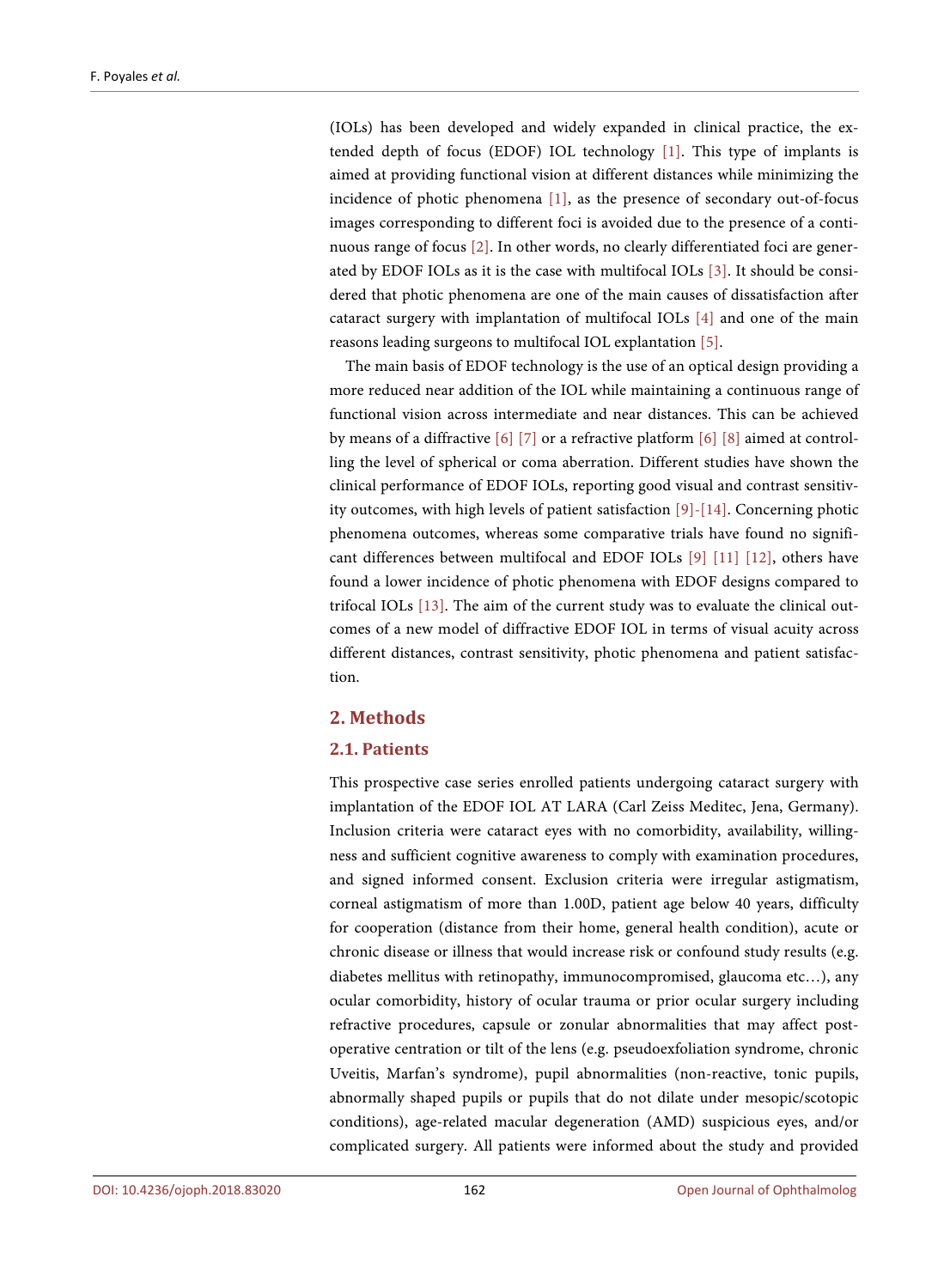(IOLs) has been developed and widely expanded in clinical practice, the extended depth of focus (EDOF) IOL technology [1]. This type of implants is aimed at providing functional vision at different distances while minimizing the incidence of photic phenomena [1], as the presence of secondary out-of-focus images corresponding to different foci is avoided due to the presence of a continuous range of focus [2]. In other words, no clearly differentiated foci are generated by EDOF IOLs as it is the case with multifocal IOLs [3]. It should be considered that photic phenomena are one of the main causes of dissatisfaction after cataract surgery with implantation of multifocal IOLs [4] and one of the main reasons leading surgeons to multifocal IOL explantation [5].

The main basis of EDOF technology is the use of an optical design providing a more reduced near addition of the IOL while maintaining a continuous range of functional vision across intermediate and near distances. This can be achieved by means of a diffractive [6] [7] or a refractive platform [6] [8] aimed at controlling the level of spherical or coma aberration. Different studies have shown the clinical performance of EDOF IOLs, reporting good visual and contrast sensitivity outcomes, with high levels of patient satisfaction [9]-[14]. Concerning photic phenomena outcomes, whereas some comparative trials have found no significant differences between multifocal and EDOF IOLs [9] [11] [12], others have found a lower incidence of photic phenomena with EDOF designs compared to trifocal IOLs [13]. The aim of the current study was to evaluate the clinical outcomes of a new model of diffractive EDOF IOL in terms of visual acuity across different distances, contrast sensitivity, photic phenomena and patient satisfaction.

## 2. Methods

### 2.1. Patients

This prospective case series enrolled patients undergoing cataract surgery with implantation of the EDOF IOL AT LARA (Carl Zeiss Meditec, Jena, Germany). Inclusion criteria were cataract eyes with no comorbidity, availability, willingness and sufficient cognitive awareness to comply with examination procedures, and signed informed consent. Exclusion criteria were irregular astigmatism, corneal astigmatism of more than 1.00D, patient age below 40 years, difficulty for cooperation (distance from their home, general health condition), acute or chronic disease or illness that would increase risk or confound study results (e.g. diabetes mellitus with retinopathy, immunocompromised, glaucoma etc…), any ocular comorbidity, history of ocular trauma or prior ocular surgery including refractive procedures, capsule or zonular abnormalities that may affect postoperative centration or tilt of the lens (e.g. pseudoexfoliation syndrome, chronic Uveitis, Marfan's syndrome), pupil abnormalities (non-reactive, tonic pupils, abnormally shaped pupils or pupils that do not dilate under mesopic/scotopic conditions), age-related macular degeneration (AMD) suspicious eyes, and/or complicated surgery. All patients were informed about the study and provided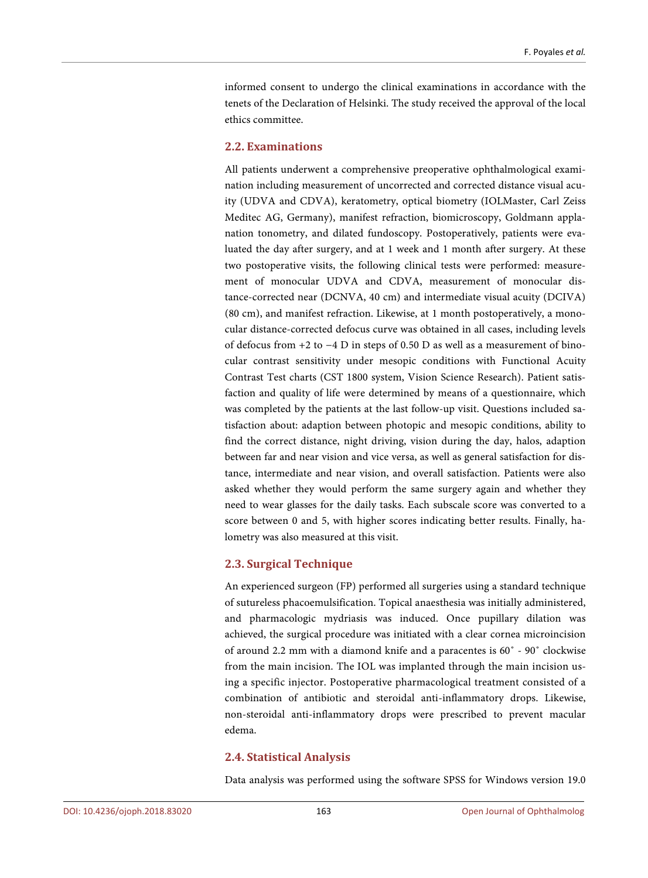informed consent to undergo the clinical examinations in accordance with the tenets of the Declaration of Helsinki. The study received the approval of the local ethics committee.

## 2.2. Examinations

All patients underwent a comprehensive preoperative ophthalmological examination including measurement of uncorrected and corrected distance visual acuity (UDVA and CDVA), keratometry, optical biometry (IOLMaster, Carl Zeiss Meditec AG, Germany), manifest refraction, biomicroscopy, Goldmann applanation tonometry, and dilated fundoscopy. Postoperatively, patients were evaluated the day after surgery, and at 1 week and 1 month after surgery. At these two postoperative visits, the following clinical tests were performed: measurement of monocular UDVA and CDVA, measurement of monocular distance-corrected near (DCNVA, 40 cm) and intermediate visual acuity (DCIVA) (80 cm), and manifest refraction. Likewise, at 1 month postoperatively, a monocular distance-corrected defocus curve was obtained in all cases, including levels of defocus from +2 to −4 D in steps of 0.50 D as well as a measurement of binocular contrast sensitivity under mesopic conditions with Functional Acuity Contrast Test charts (CST 1800 system, Vision Science Research). Patient satisfaction and quality of life were determined by means of a questionnaire, which was completed by the patients at the last follow-up visit. Questions included satisfaction about: adaption between photopic and mesopic conditions, ability to find the correct distance, night driving, vision during the day, halos, adaption between far and near vision and vice versa, as well as general satisfaction for distance, intermediate and near vision, and overall satisfaction. Patients were also asked whether they would perform the same surgery again and whether they need to wear glasses for the daily tasks. Each subscale score was converted to a score between 0 and 5, with higher scores indicating better results. Finally, halometry was also measured at this visit.

## 2.3. Surgical Technique

An experienced surgeon (FP) performed all surgeries using a standard technique of sutureless phacoemulsification. Topical anaesthesia was initially administered, and pharmacologic mydriasis was induced. Once pupillary dilation was achieved, the surgical procedure was initiated with a clear cornea microincision of around 2.2 mm with a diamond knife and a paracentes is 60˚ - 90˚ clockwise from the main incision. The IOL was implanted through the main incision using a specific injector. Postoperative pharmacological treatment consisted of a combination of antibiotic and steroidal anti-inflammatory drops. Likewise, non-steroidal anti-inflammatory drops were prescribed to prevent macular edema.

## 2.4. Statistical Analysis

Data analysis was performed using the software SPSS for Windows version 19.0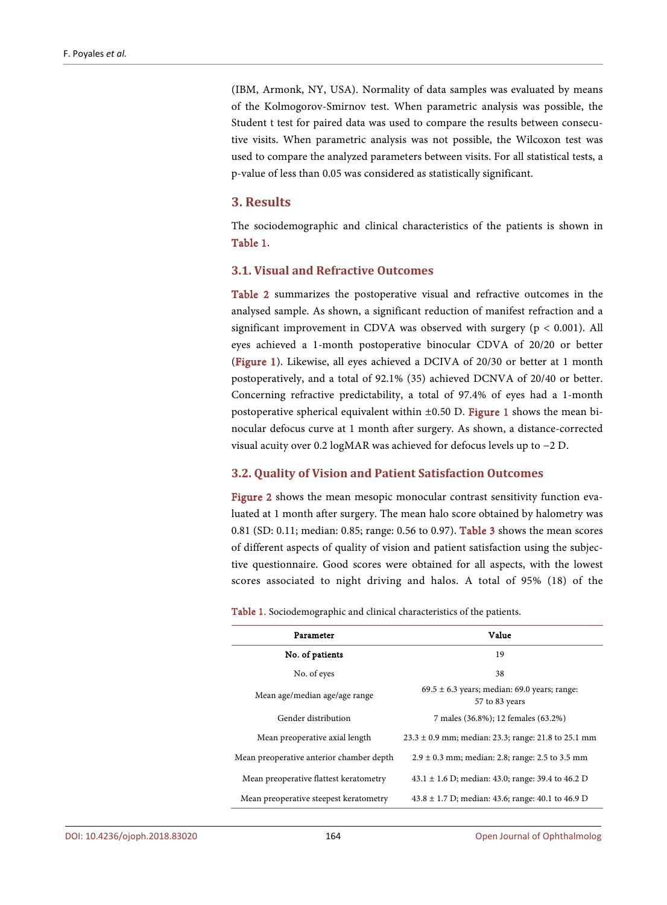(IBM, Armonk, NY, USA). Normality of data samples was evaluated by means of the Kolmogorov-Smirnov test. When parametric analysis was possible, the Student t test for paired data was used to compare the results between consecutive visits. When parametric analysis was not possible, the Wilcoxon test was used to compare the analyzed parameters between visits. For all statistical tests, a p-value of less than 0.05 was considered as statistically significant.

## 3. Results

The sociodemographic and clinical characteristics of the patients is shown in Table 1.

### 3.1. Visual and Refractive Outcomes

Table 2 summarizes the postoperative visual and refractive outcomes in the analysed sample. As shown, a significant reduction of manifest refraction and a significant improvement in CDVA was observed with surgery ($p < 0.001$). All eyes achieved a 1-month postoperative binocular CDVA of 20/20 or better (Figure 1). Likewise, all eyes achieved a DCIVA of 20/30 or better at 1 month postoperatively, and a total of 92.1% (35) achieved DCNVA of 20/40 or better. Concerning refractive predictability, a total of 97.4% of eyes had a 1-month postoperative spherical equivalent within ±0.50 D. Figure 1 shows the mean binocular defocus curve at 1 month after surgery. As shown, a distance-corrected visual acuity over 0.2 logMAR was achieved for defocus levels up to −2 D.

### 3.2. Quality of Vision and Patient Satisfaction Outcomes

Figure 2 shows the mean mesopic monocular contrast sensitivity function evaluated at 1 month after surgery. The mean halo score obtained by halometry was 0.81 (SD: 0.11; median: 0.85; range: 0.56 to 0.97). Table 3 shows the mean scores of different aspects of quality of vision and patient satisfaction using the subjective questionnaire. Good scores were obtained for all aspects, with the lowest scores associated to night driving and halos. A total of 95% (18) of the

Table 1. Sociodemographic and clinical characteristics of the patients.

| Parameter | Value |
|---|---|
| **No. of patients** | 19 |
| No. of eyes | 38 |
| Mean age/median age/age range | 69.5 ± 6.3 years; median: 69.0 years; range: 57 to 83 years |
| Gender distribution | 7 males (36.8%); 12 females (63.2%) |
| Mean preoperative axial length | 23.3 ± 0.9 mm; median: 23.3; range: 21.8 to 25.1 mm |
| Mean preoperative anterior chamber depth | 2.9 ± 0.3 mm; median: 2.8; range: 2.5 to 3.5 mm |
| Mean preoperative flattest keratometry | 43.1 ± 1.6 D; median: 43.0; range: 39.4 to 46.2 D |
| Mean preoperative steepest keratometry | 43.8 ± 1.7 D; median: 43.6; range: 40.1 to 46.9 D |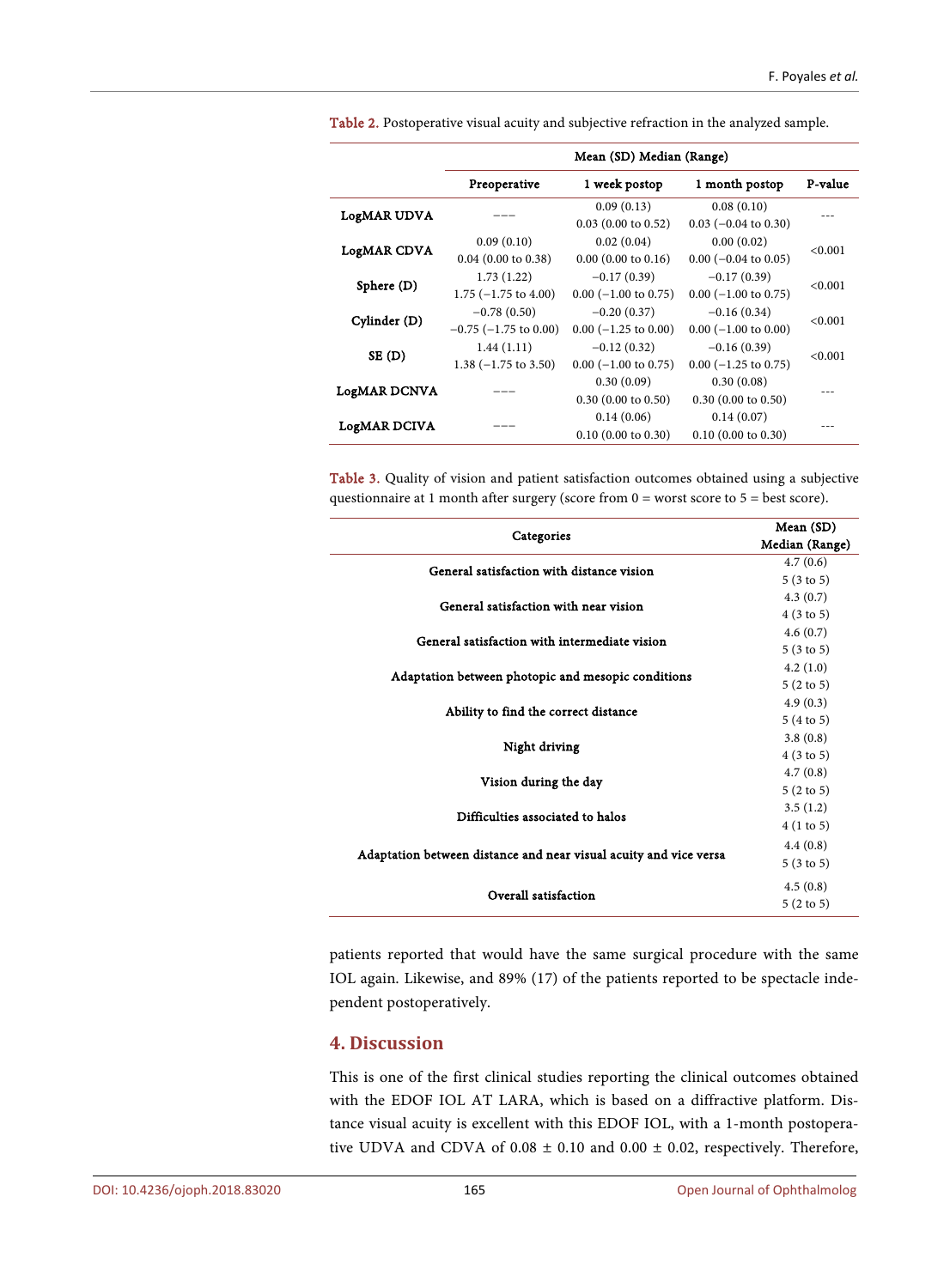Table 2. Postoperative visual acuity and subjective refraction in the analyzed sample.

| | Mean (SD) Median (Range) | | | |
|---|---|---|---|---|
| | Preoperative | 1 week postop | 1 month postop | P-value |
| LogMAR UDVA | --- | 0.09 (0.13)<br>0.03 (0.00 to 0.52) | 0.08 (0.10)<br>0.03 (−0.04 to 0.30) | --- |
| LogMAR CDVA | 0.09 (0.10)<br>0.04 (0.00 to 0.38) | 0.02 (0.04)<br>0.00 (0.00 to 0.16) | 0.00 (0.02)<br>0.00 (−0.04 to 0.05) | <0.001 |
| Sphere (D) | 1.73 (1.22)<br>1.75 (−1.75 to 4.00) | −0.17 (0.39)<br>0.00 (−1.00 to 0.75) | −0.17 (0.39)<br>0.00 (−1.00 to 0.75) | <0.001 |
| Cylinder (D) | −0.78 (0.50)<br>−0.75 (−1.75 to 0.00) | −0.20 (0.37)<br>0.00 (−1.25 to 0.00) | −0.16 (0.34)<br>0.00 (−1.00 to 0.00) | <0.001 |
| SE (D) | 1.44 (1.11)<br>1.38 (−1.75 to 3.50) | −0.12 (0.32)<br>0.00 (−1.00 to 0.75) | −0.16 (0.39)<br>0.00 (−1.25 to 0.75) | <0.001 |
| LogMAR DCNVA | --- | 0.30 (0.09)<br>0.30 (0.00 to 0.50) | 0.30 (0.08)<br>0.30 (0.00 to 0.50) | --- |
| LogMAR DCIVA | --- | 0.14 (0.06)<br>0.10 (0.00 to 0.30) | 0.14 (0.07)<br>0.10 (0.00 to 0.30) | --- |

Table 3. Quality of vision and patient satisfaction outcomes obtained using a subjective questionnaire at 1 month after surgery (score from 0 = worst score to 5 = best score).

| Categories | Mean (SD)<br>Median (Range) |
|---|---|
| General satisfaction with distance vision | 4.7 (0.6)<br>5 (3 to 5) |
| General satisfaction with near vision | 4.3 (0.7)<br>4 (3 to 5) |
| General satisfaction with intermediate vision | 4.6 (0.7)<br>5 (3 to 5) |
| Adaptation between photopic and mesopic conditions | 4.2 (1.0)<br>5 (2 to 5) |
| Ability to find the correct distance | 4.9 (0.3)<br>5 (4 to 5) |
| Night driving | 3.8 (0.8)<br>4 (3 to 5) |
| Vision during the day | 4.7 (0.8)<br>5 (2 to 5) |
| Difficulties associated to halos | 3.5 (1.2)<br>4 (1 to 5) |
| Adaptation between distance and near visual acuity and vice versa | 4.4 (0.8)<br>5 (3 to 5) |
| Overall satisfaction | 4.5 (0.8)<br>5 (2 to 5) |

patients reported that would have the same surgical procedure with the same IOL again. Likewise, and 89% (17) of the patients reported to be spectacle independent postoperatively.

## 4. Discussion

This is one of the first clinical studies reporting the clinical outcomes obtained with the EDOF IOL AT LARA, which is based on a diffractive platform. Distance visual acuity is excellent with this EDOF IOL, with a 1-month postoperative UDVA and CDVA of 0.08 ± 0.10 and 0.00 ± 0.02, respectively. Therefore,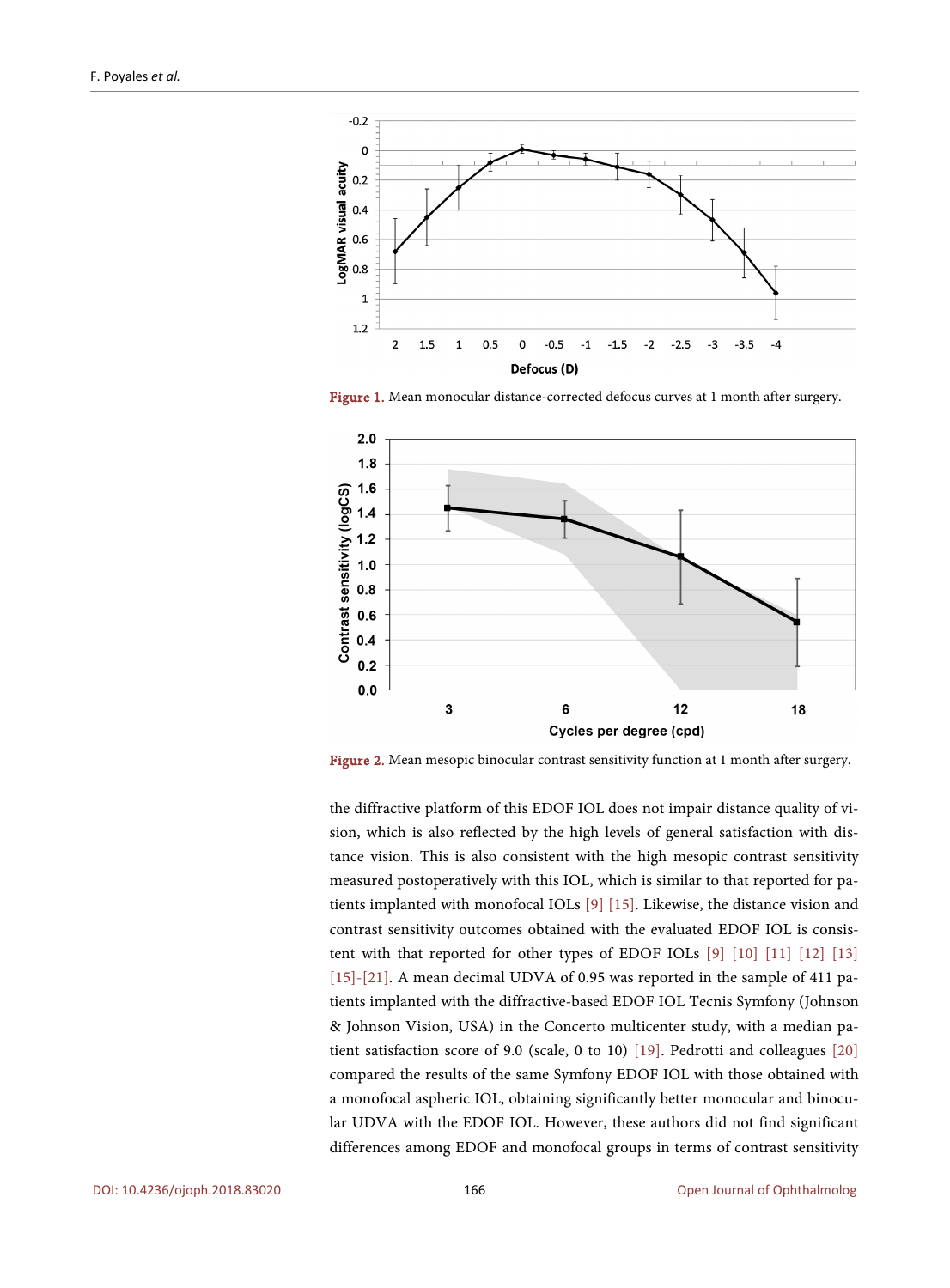Figure 1. Mean monocular distance-corrected defocus curves at 1 month after surgery.

Figure 2. Mean mesopic binocular contrast sensitivity function at 1 month after surgery.

the diffractive platform of this EDOF IOL does not impair distance quality of vision, which is also reflected by the high levels of general satisfaction with distance vision. This is also consistent with the high mesopic contrast sensitivity measured postoperatively with this IOL, which is similar to that reported for patients implanted with monofocal IOLs [9] [15]. Likewise, the distance vision and contrast sensitivity outcomes obtained with the evaluated EDOF IOL is consistent with that reported for other types of EDOF IOLs [9] [10] [11] [12] [13] [15]-[21]. A mean decimal UDVA of 0.95 was reported in the sample of 411 patients implanted with the diffractive-based EDOF IOL Tecnis Symfony (Johnson & Johnson Vision, USA) in the Concerto multicenter study, with a median patient satisfaction score of 9.0 (scale, 0 to 10) [19]. Pedrotti and colleagues [20] compared the results of the same Symfony EDOF IOL with those obtained with a monofocal aspheric IOL, obtaining significantly better monocular and binocular UDVA with the EDOF IOL. However, these authors did not find significant differences among EDOF and monofocal groups in terms of contrast sensitivity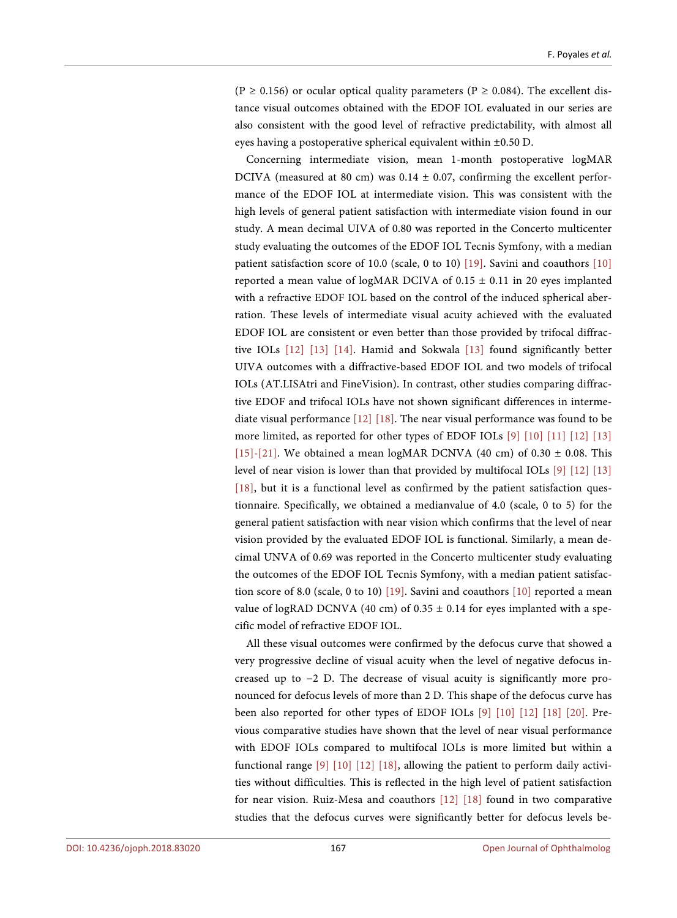($P \geq 0.156$) or ocular optical quality parameters ($P \geq 0.084$). The excellent distance visual outcomes obtained with the EDOF IOL evaluated in our series are also consistent with the good level of refractive predictability, with almost all eyes having a postoperative spherical equivalent within ±0.50 D.

Concerning intermediate vision, mean 1-month postoperative logMAR DCIVA (measured at 80 cm) was 0.14 ± 0.07, confirming the excellent performance of the EDOF IOL at intermediate vision. This was consistent with the high levels of general patient satisfaction with intermediate vision found in our study. A mean decimal UIVA of 0.80 was reported in the Concerto multicenter study evaluating the outcomes of the EDOF IOL Tecnis Symfony, with a median patient satisfaction score of 10.0 (scale, 0 to 10) [19]. Savini and coauthors [10] reported a mean value of logMAR DCIVA of 0.15 ± 0.11 in 20 eyes implanted with a refractive EDOF IOL based on the control of the induced spherical aberration. These levels of intermediate visual acuity achieved with the evaluated EDOF IOL are consistent or even better than those provided by trifocal diffractive IOLs [12] [13] [14]. Hamid and Sokwala [13] found significantly better UIVA outcomes with a diffractive-based EDOF IOL and two models of trifocal IOLs (AT.LISAtri and FineVision). In contrast, other studies comparing diffractive EDOF and trifocal IOLs have not shown significant differences in intermediate visual performance [12] [18]. The near visual performance was found to be more limited, as reported for other types of EDOF IOLs [9] [10] [11] [12] [13] [15]-[21]. We obtained a mean logMAR DCNVA (40 cm) of 0.30 ± 0.08. This level of near vision is lower than that provided by multifocal IOLs [9] [12] [13] [18], but it is a functional level as confirmed by the patient satisfaction questionnaire. Specifically, we obtained a medianvalue of 4.0 (scale, 0 to 5) for the general patient satisfaction with near vision which confirms that the level of near vision provided by the evaluated EDOF IOL is functional. Similarly, a mean decimal UNVA of 0.69 was reported in the Concerto multicenter study evaluating the outcomes of the EDOF IOL Tecnis Symfony, with a median patient satisfaction score of 8.0 (scale, 0 to 10) [19]. Savini and coauthors [10] reported a mean value of logRAD DCNVA (40 cm) of 0.35 ± 0.14 for eyes implanted with a specific model of refractive EDOF IOL.

All these visual outcomes were confirmed by the defocus curve that showed a very progressive decline of visual acuity when the level of negative defocus increased up to −2 D. The decrease of visual acuity is significantly more pronounced for defocus levels of more than 2 D. This shape of the defocus curve has been also reported for other types of EDOF IOLs [9] [10] [12] [18] [20]. Previous comparative studies have shown that the level of near visual performance with EDOF IOLs compared to multifocal IOLs is more limited but within a functional range [9] [10] [12] [18], allowing the patient to perform daily activities without difficulties. This is reflected in the high level of patient satisfaction for near vision. Ruiz-Mesa and coauthors [12] [18] found in two comparative studies that the defocus curves were significantly better for defocus levels be-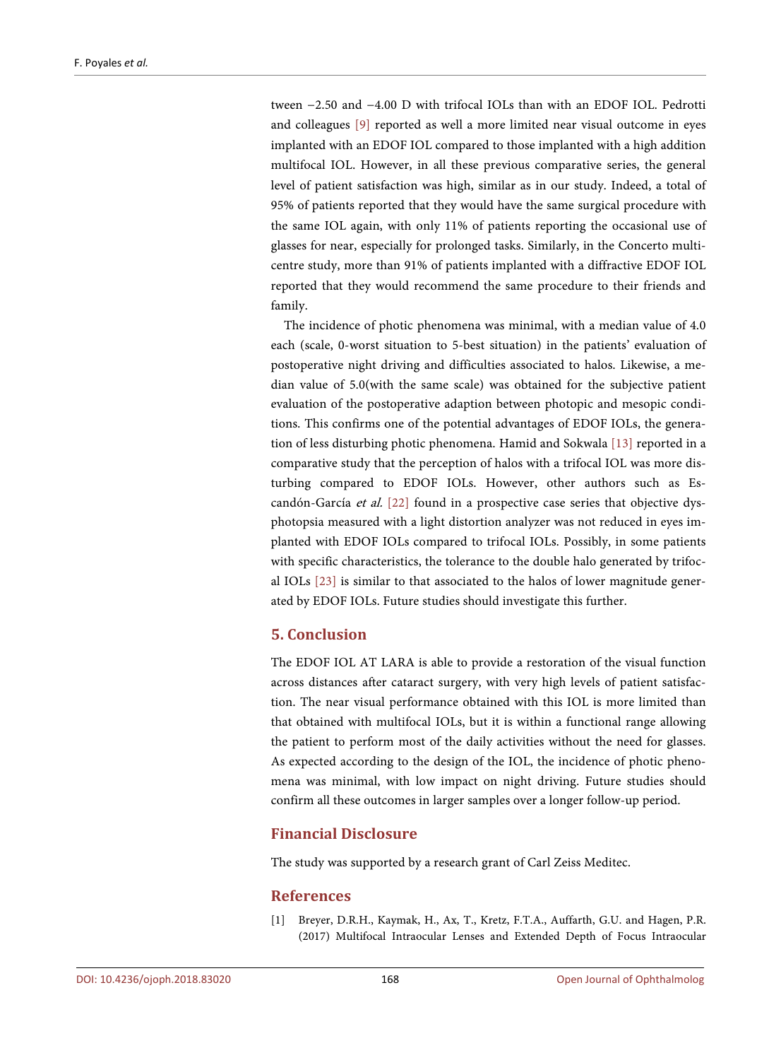tween −2.50 and −4.00 D with trifocal IOLs than with an EDOF IOL. Pedrotti and colleagues [9] reported as well a more limited near visual outcome in eyes implanted with an EDOF IOL compared to those implanted with a high addition multifocal IOL. However, in all these previous comparative series, the general level of patient satisfaction was high, similar as in our study. Indeed, a total of 95% of patients reported that they would have the same surgical procedure with the same IOL again, with only 11% of patients reporting the occasional use of glasses for near, especially for prolonged tasks. Similarly, in the Concerto multicentre study, more than 91% of patients implanted with a diffractive EDOF IOL reported that they would recommend the same procedure to their friends and family.

The incidence of photic phenomena was minimal, with a median value of 4.0 each (scale, 0-worst situation to 5-best situation) in the patients' evaluation of postoperative night driving and difficulties associated to halos. Likewise, a median value of 5.0(with the same scale) was obtained for the subjective patient evaluation of the postoperative adaption between photopic and mesopic conditions. This confirms one of the potential advantages of EDOF IOLs, the generation of less disturbing photic phenomena. Hamid and Sokwala [13] reported in a comparative study that the perception of halos with a trifocal IOL was more disturbing compared to EDOF IOLs. However, other authors such as Escandón-García *et al.* [22] found in a prospective case series that objective dysphotopsia measured with a light distortion analyzer was not reduced in eyes implanted with EDOF IOLs compared to trifocal IOLs. Possibly, in some patients with specific characteristics, the tolerance to the double halo generated by trifocal IOLs [23] is similar to that associated to the halos of lower magnitude generated by EDOF IOLs. Future studies should investigate this further.

## 5. Conclusion

The EDOF IOL AT LARA is able to provide a restoration of the visual function across distances after cataract surgery, with very high levels of patient satisfaction. The near visual performance obtained with this IOL is more limited than that obtained with multifocal IOLs, but it is within a functional range allowing the patient to perform most of the daily activities without the need for glasses. As expected according to the design of the IOL, the incidence of photic phenomena was minimal, with low impact on night driving. Future studies should confirm all these outcomes in larger samples over a longer follow-up period.

## Financial Disclosure

The study was supported by a research grant of Carl Zeiss Meditec.

## References

[1] Breyer, D.R.H., Kaymak, H., Ax, T., Kretz, F.T.A., Auffarth, G.U. and Hagen, P.R. (2017) Multifocal Intraocular Lenses and Extended Depth of Focus Intraocular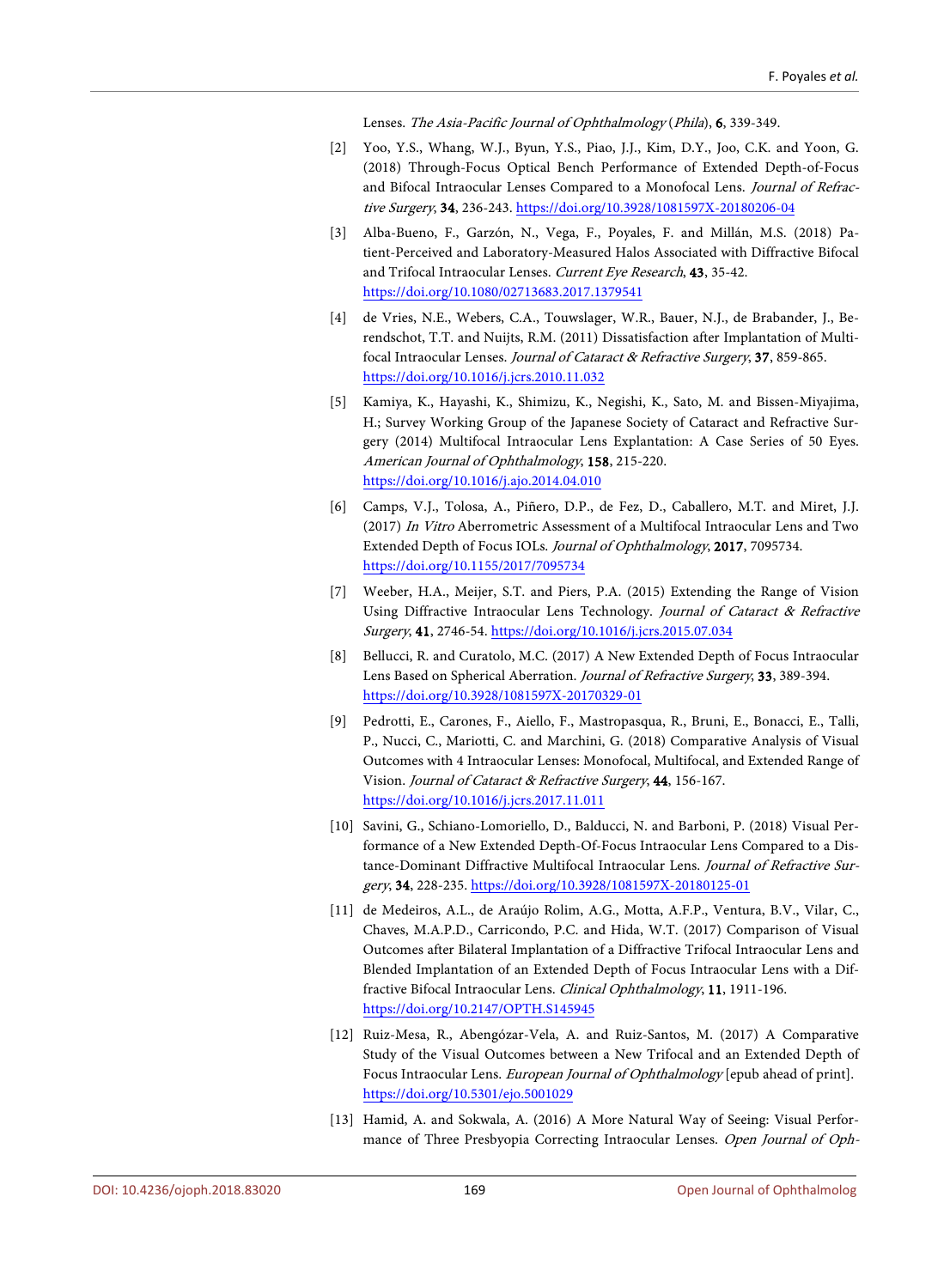Lenses. *The Asia-Pacific Journal of Ophthalmology* (*Phila*), **6**, 339-349.

[2] Yoo, Y.S., Whang, W.J., Byun, Y.S., Piao, J.J., Kim, D.Y., Joo, C.K. and Yoon, G. (2018) Through-Focus Optical Bench Performance of Extended Depth-of-Focus and Bifocal Intraocular Lenses Compared to a Monofocal Lens. *Journal of Refractive Surgery*, **34**, 236-243. https://doi.org/10.3928/1081597X-20180206-04

[3] Alba-Bueno, F., Garzón, N., Vega, F., Poyales, F. and Millán, M.S. (2018) Patient-Perceived and Laboratory-Measured Halos Associated with Diffractive Bifocal and Trifocal Intraocular Lenses. *Current Eye Research*, **43**, 35-42. https://doi.org/10.1080/02713683.2017.1379541

[4] de Vries, N.E., Webers, C.A., Touwslager, W.R., Bauer, N.J., de Brabander, J., Berendschot, T.T. and Nuijts, R.M. (2011) Dissatisfaction after Implantation of Multifocal Intraocular Lenses. *Journal of Cataract & Refractive Surgery*, **37**, 859-865. https://doi.org/10.1016/j.jcrs.2010.11.032

[5] Kamiya, K., Hayashi, K., Shimizu, K., Negishi, K., Sato, M. and Bissen-Miyajima, H.; Survey Working Group of the Japanese Society of Cataract and Refractive Surgery (2014) Multifocal Intraocular Lens Explantation: A Case Series of 50 Eyes. *American Journal of Ophthalmology*, **158**, 215-220. https://doi.org/10.1016/j.ajo.2014.04.010

[6] Camps, V.J., Tolosa, A., Piñero, D.P., de Fez, D., Caballero, M.T. and Miret, J.J. (2017) *In Vitro* Aberrometric Assessment of a Multifocal Intraocular Lens and Two Extended Depth of Focus IOLs. *Journal of Ophthalmology*, **2017**, 7095734. https://doi.org/10.1155/2017/7095734

[7] Weeber, H.A., Meijer, S.T. and Piers, P.A. (2015) Extending the Range of Vision Using Diffractive Intraocular Lens Technology. *Journal of Cataract & Refractive Surgery*, **41**, 2746-54. https://doi.org/10.1016/j.jcrs.2015.07.034

[8] Bellucci, R. and Curatolo, M.C. (2017) A New Extended Depth of Focus Intraocular Lens Based on Spherical Aberration. *Journal of Refractive Surgery*, **33**, 389-394. https://doi.org/10.3928/1081597X-20170329-01

[9] Pedrotti, E., Carones, F., Aiello, F., Mastropasqua, R., Bruni, E., Bonacci, E., Talli, P., Nucci, C., Mariotti, C. and Marchini, G. (2018) Comparative Analysis of Visual Outcomes with 4 Intraocular Lenses: Monofocal, Multifocal, and Extended Range of Vision. *Journal of Cataract & Refractive Surgery*, **44**, 156-167. https://doi.org/10.1016/j.jcrs.2017.11.011

[10] Savini, G., Schiano-Lomoriello, D., Balducci, N. and Barboni, P. (2018) Visual Performance of a New Extended Depth-Of-Focus Intraocular Lens Compared to a Distance-Dominant Diffractive Multifocal Intraocular Lens. *Journal of Refractive Surgery*, **34**, 228-235. https://doi.org/10.3928/1081597X-20180125-01

[11] de Medeiros, A.L., de Araújo Rolim, A.G., Motta, A.F.P., Ventura, B.V., Vilar, C., Chaves, M.A.P.D., Carricondo, P.C. and Hida, W.T. (2017) Comparison of Visual Outcomes after Bilateral Implantation of a Diffractive Trifocal Intraocular Lens and Blended Implantation of an Extended Depth of Focus Intraocular Lens with a Diffractive Bifocal Intraocular Lens. *Clinical Ophthalmology*, **11**, 1911-196. https://doi.org/10.2147/OPTH.S145945

[12] Ruiz-Mesa, R., Abengózar-Vela, A. and Ruiz-Santos, M. (2017) A Comparative Study of the Visual Outcomes between a New Trifocal and an Extended Depth of Focus Intraocular Lens. *European Journal of Ophthalmology* [epub ahead of print]. https://doi.org/10.5301/ejo.5001029

[13] Hamid, A. and Sokwala, A. (2016) A More Natural Way of Seeing: Visual Performance of Three Presbyopia Correcting Intraocular Lenses. *Open Journal of Oph-*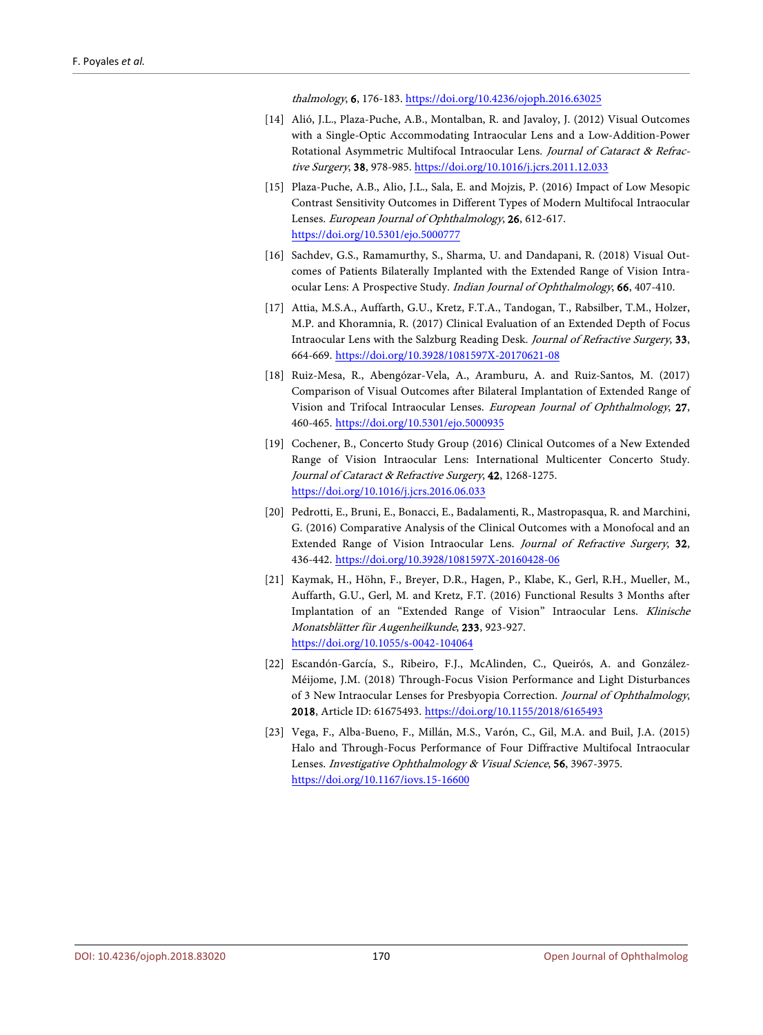*thalmology*, **6**, 176-183. https://doi.org/10.4236/ojoph.2016.63025

[14] Alió, J.L., Plaza-Puche, A.B., Montalban, R. and Javaloy, J. (2012) Visual Outcomes with a Single-Optic Accommodating Intraocular Lens and a Low-Addition-Power Rotational Asymmetric Multifocal Intraocular Lens. *Journal of Cataract & Refractive Surgery*, **38**, 978-985. https://doi.org/10.1016/j.jcrs.2011.12.033

[15] Plaza-Puche, A.B., Alio, J.L., Sala, E. and Mojzis, P. (2016) Impact of Low Mesopic Contrast Sensitivity Outcomes in Different Types of Modern Multifocal Intraocular Lenses. *European Journal of Ophthalmology*, **26**, 612-617. https://doi.org/10.5301/ejo.5000777

[16] Sachdev, G.S., Ramamurthy, S., Sharma, U. and Dandapani, R. (2018) Visual Outcomes of Patients Bilaterally Implanted with the Extended Range of Vision Intraocular Lens: A Prospective Study. *Indian Journal of Ophthalmology*, **66**, 407-410.

[17] Attia, M.S.A., Auffarth, G.U., Kretz, F.T.A., Tandogan, T., Rabsilber, T.M., Holzer, M.P. and Khoramnia, R. (2017) Clinical Evaluation of an Extended Depth of Focus Intraocular Lens with the Salzburg Reading Desk. *Journal of Refractive Surgery*, **33**, 664-669. https://doi.org/10.3928/1081597X-20170621-08

[18] Ruiz-Mesa, R., Abengózar-Vela, A., Aramburu, A. and Ruiz-Santos, M. (2017) Comparison of Visual Outcomes after Bilateral Implantation of Extended Range of Vision and Trifocal Intraocular Lenses. *European Journal of Ophthalmology*, **27**, 460-465. https://doi.org/10.5301/ejo.5000935

[19] Cochener, B., Concerto Study Group (2016) Clinical Outcomes of a New Extended Range of Vision Intraocular Lens: International Multicenter Concerto Study. *Journal of Cataract & Refractive Surgery*, **42**, 1268-1275. https://doi.org/10.1016/j.jcrs.2016.06.033

[20] Pedrotti, E., Bruni, E., Bonacci, E., Badalamenti, R., Mastropasqua, R. and Marchini, G. (2016) Comparative Analysis of the Clinical Outcomes with a Monofocal and an Extended Range of Vision Intraocular Lens. *Journal of Refractive Surgery*, **32**, 436-442. https://doi.org/10.3928/1081597X-20160428-06

[21] Kaymak, H., Höhn, F., Breyer, D.R., Hagen, P., Klabe, K., Gerl, R.H., Mueller, M., Auffarth, G.U., Gerl, M. and Kretz, F.T. (2016) Functional Results 3 Months after Implantation of an "Extended Range of Vision" Intraocular Lens. *Klinische Monatsblätter für Augenheilkunde*, **233**, 923-927. https://doi.org/10.1055/s-0042-104064

[22] Escandón-García, S., Ribeiro, F.J., McAlinden, C., Queirós, A. and González-Méijome, J.M. (2018) Through-Focus Vision Performance and Light Disturbances of 3 New Intraocular Lenses for Presbyopia Correction. *Journal of Ophthalmology*, **2018**, Article ID: 61675493. https://doi.org/10.1155/2018/6165493

[23] Vega, F., Alba-Bueno, F., Millán, M.S., Varón, C., Gil, M.A. and Buil, J.A. (2015) Halo and Through-Focus Performance of Four Diffractive Multifocal Intraocular Lenses. *Investigative Ophthalmology & Visual Science*, **56**, 3967-3975. https://doi.org/10.1167/iovs.15-16600